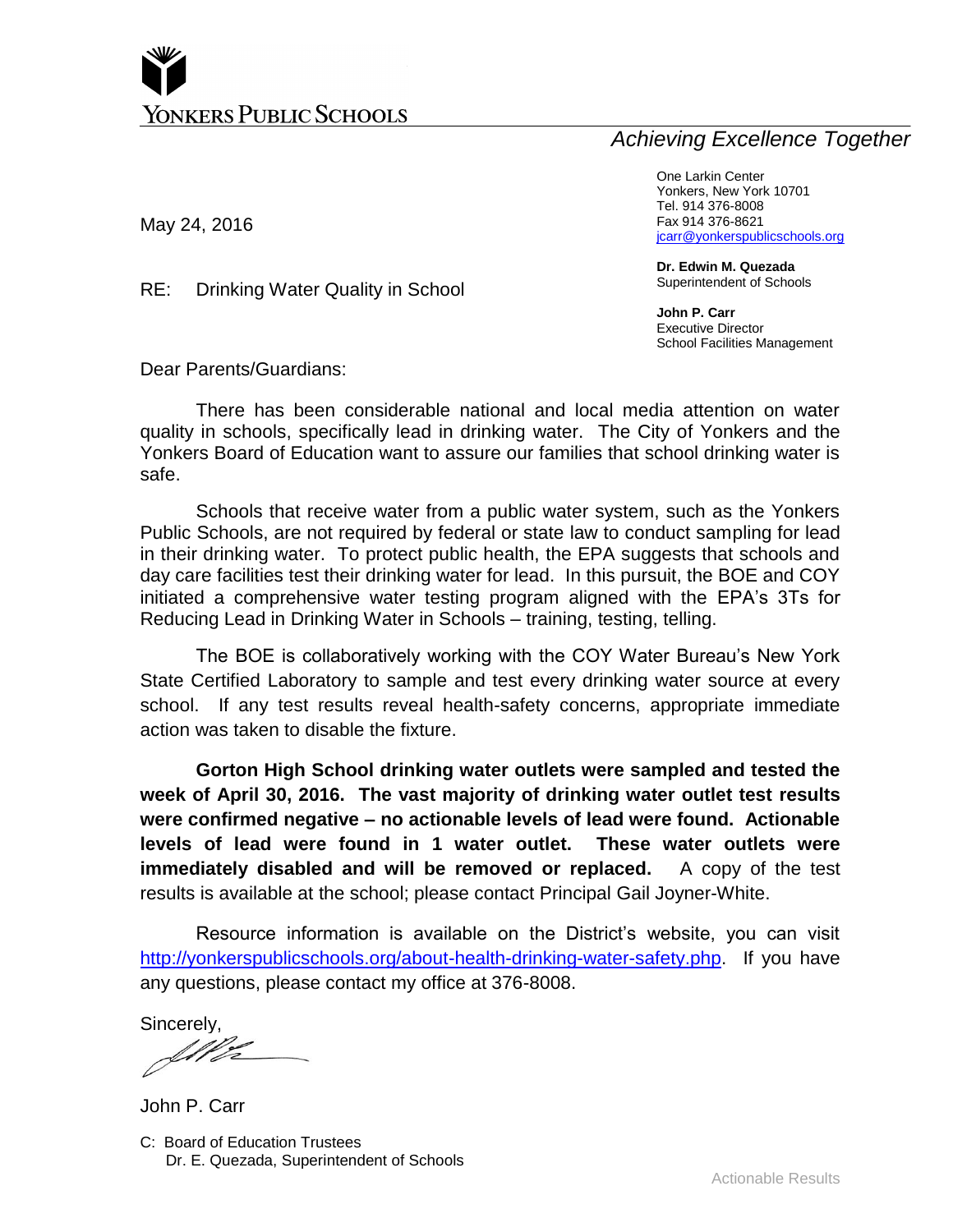YONKERS PUBLIC SCHOOLS

*Achieving Excellence Together*

One Larkin Center
Yonkers, New York 10701
Tel. 914 376-8008
Fax 914 376-8621
jcarr@yonkerspublicschools.org

**Dr. Edwin M. Quezada**
Superintendent of Schools

**John P. Carr**
Executive Director
School Facilities Management

May 24, 2016

RE: Drinking Water Quality in School

Dear Parents/Guardians:

There has been considerable national and local media attention on water quality in schools, specifically lead in drinking water. The City of Yonkers and the Yonkers Board of Education want to assure our families that school drinking water is safe.

Schools that receive water from a public water system, such as the Yonkers Public Schools, are not required by federal or state law to conduct sampling for lead in their drinking water. To protect public health, the EPA suggests that schools and day care facilities test their drinking water for lead. In this pursuit, the BOE and COY initiated a comprehensive water testing program aligned with the EPA's 3Ts for Reducing Lead in Drinking Water in Schools – training, testing, telling.

The BOE is collaboratively working with the COY Water Bureau's New York State Certified Laboratory to sample and test every drinking water source at every school. If any test results reveal health-safety concerns, appropriate immediate action was taken to disable the fixture.

**Gorton High School drinking water outlets were sampled and tested the week of April 30, 2016. The vast majority of drinking water outlet test results were confirmed negative – no actionable levels of lead were found. Actionable levels of lead were found in 1 water outlet. These water outlets were immediately disabled and will be removed or replaced.** A copy of the test results is available at the school; please contact Principal Gail Joyner-White.

Resource information is available on the District's website, you can visit http://yonkerspublicschools.org/about-health-drinking-water-safety.php. If you have any questions, please contact my office at 376-8008.

Sincerely,

John P. Carr

C: Board of Education Trustees
Dr. E. Quezada, Superintendent of Schools

Actionable Results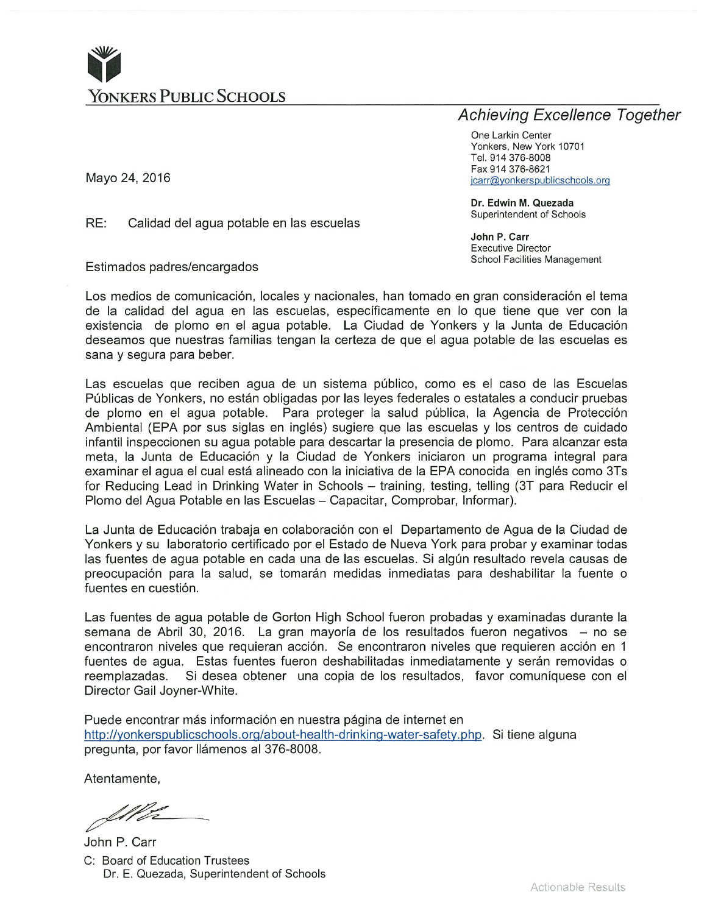# YONKERS PUBLIC SCHOOLS

*Achieving Excellence Together*

One Larkin Center
Yonkers, New York 10701
Tel. 914 376-8008
Fax 914 376-8621
jcarr@yonkerspublicschools.org

**Dr. Edwin M. Quezada**
Superintendent of Schools

**John P. Carr**
Executive Director
School Facilities Management

Mayo 24, 2016

RE: Calidad del agua potable en las escuelas

Estimados padres/encargados

Los medios de comunicación, locales y nacionales, han tomado en gran consideración el tema de la calidad del agua en las escuelas, específicamente en lo que tiene que ver con la existencia de plomo en el agua potable. La Ciudad de Yonkers y la Junta de Educación deseamos que nuestras familias tengan la certeza de que el agua potable de las escuelas es sana y segura para beber.

Las escuelas que reciben agua de un sistema público, como es el caso de las Escuelas Públicas de Yonkers, no están obligadas por las leyes federales o estatales a conducir pruebas de plomo en el agua potable. Para proteger la salud pública, la Agencia de Protección Ambiental (EPA por sus siglas en inglés) sugiere que las escuelas y los centros de cuidado infantil inspeccionen su agua potable para descartar la presencia de plomo. Para alcanzar esta meta, la Junta de Educación y la Ciudad de Yonkers iniciaron un programa integral para examinar el agua el cual está alineado con la iniciativa de la EPA conocida en inglés como 3Ts for Reducing Lead in Drinking Water in Schools – training, testing, telling (3T para Reducir el Plomo del Agua Potable en las Escuelas – Capacitar, Comprobar, Informar).

La Junta de Educación trabaja en colaboración con el Departamento de Agua de la Ciudad de Yonkers y su laboratorio certificado por el Estado de Nueva York para probar y examinar todas las fuentes de agua potable en cada una de las escuelas. Si algún resultado revela causas de preocupación para la salud, se tomarán medidas inmediatas para deshabilitar la fuente o fuentes en cuestión.

Las fuentes de agua potable de Gorton High School fueron probadas y examinadas durante la semana de Abril 30, 2016. La gran mayoría de los resultados fueron negativos – no se encontraron niveles que requieran acción. Se encontraron niveles que requieren acción en 1 fuentes de agua. Estas fuentes fueron deshabilitadas inmediatamente y serán removidas o reemplazadas. Si desea obtener una copia de los resultados, favor comuníquese con el Director Gail Joyner-White.

Puede encontrar más información en nuestra página de internet en http://yonkerspublicschools.org/about-health-drinking-water-safety.php. Si tiene alguna pregunta, por favor llámenos al 376-8008.

Atentamente,

John P. Carr

C: Board of Education Trustees
Dr. E. Quezada, Superintendent of Schools

Actionable Results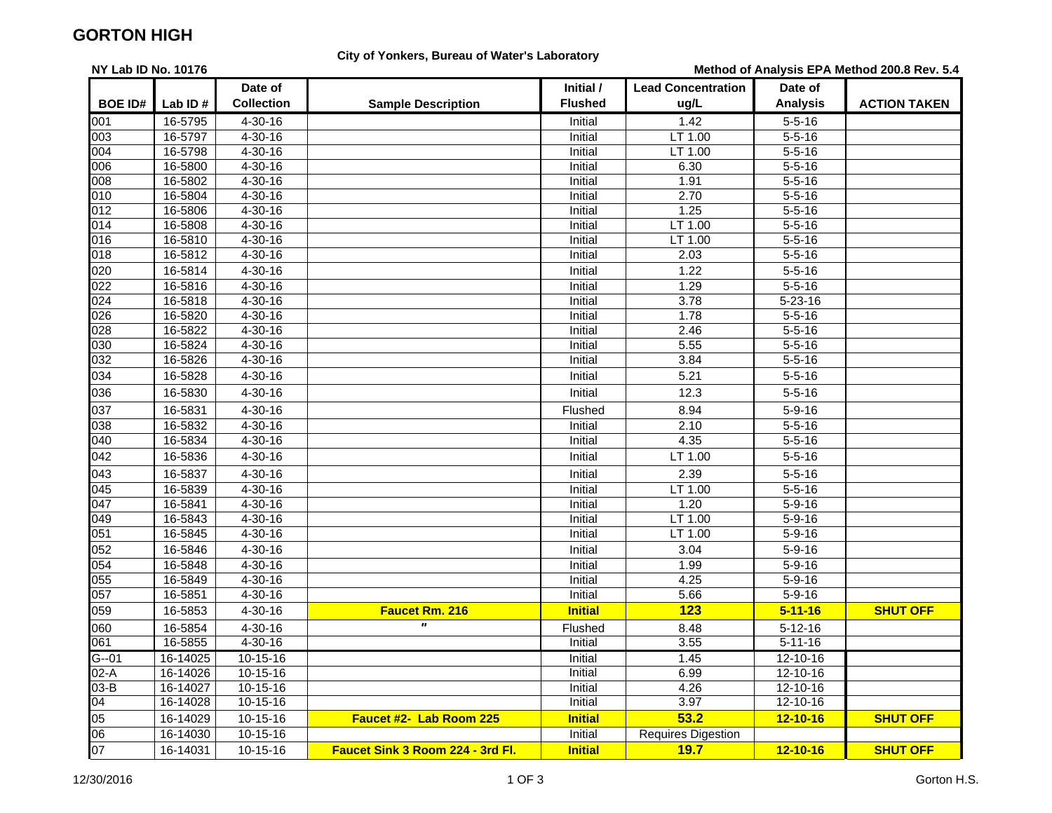# GORTON HIGH

**City of Yonkers, Bureau of Water's Laboratory**

**NY Lab ID No. 10176**

**Method of Analysis EPA Method 200.8 Rev. 5.4**

| BOE ID# | Lab ID # | Date of Collection | Sample Description | Initial / Flushed | Lead Concentration ug/L | Date of Analysis | ACTION TAKEN |
|---|---|---|---|---|---|---|---|
| 001 | 16-5795 | 4-30-16 | | Initial | 1.42 | 5-5-16 | |
| 003 | 16-5797 | 4-30-16 | | Initial | LT 1.00 | 5-5-16 | |
| 004 | 16-5798 | 4-30-16 | | Initial | LT 1.00 | 5-5-16 | |
| 006 | 16-5800 | 4-30-16 | | Initial | 6.30 | 5-5-16 | |
| 008 | 16-5802 | 4-30-16 | | Initial | 1.91 | 5-5-16 | |
| 010 | 16-5804 | 4-30-16 | | Initial | 2.70 | 5-5-16 | |
| 012 | 16-5806 | 4-30-16 | | Initial | 1.25 | 5-5-16 | |
| 014 | 16-5808 | 4-30-16 | | Initial | LT 1.00 | 5-5-16 | |
| 016 | 16-5810 | 4-30-16 | | Initial | LT 1.00 | 5-5-16 | |
| 018 | 16-5812 | 4-30-16 | | Initial | 2.03 | 5-5-16 | |
| 020 | 16-5814 | 4-30-16 | | Initial | 1.22 | 5-5-16 | |
| 022 | 16-5816 | 4-30-16 | | Initial | 1.29 | 5-5-16 | |
| 024 | 16-5818 | 4-30-16 | | Initial | 3.78 | 5-23-16 | |
| 026 | 16-5820 | 4-30-16 | | Initial | 1.78 | 5-5-16 | |
| 028 | 16-5822 | 4-30-16 | | Initial | 2.46 | 5-5-16 | |
| 030 | 16-5824 | 4-30-16 | | Initial | 5.55 | 5-5-16 | |
| 032 | 16-5826 | 4-30-16 | | Initial | 3.84 | 5-5-16 | |
| 034 | 16-5828 | 4-30-16 | | Initial | 5.21 | 5-5-16 | |
| 036 | 16-5830 | 4-30-16 | | Initial | 12.3 | 5-5-16 | |
| 037 | 16-5831 | 4-30-16 | | Flushed | 8.94 | 5-9-16 | |
| 038 | 16-5832 | 4-30-16 | | Initial | 2.10 | 5-5-16 | |
| 040 | 16-5834 | 4-30-16 | | Initial | 4.35 | 5-5-16 | |
| 042 | 16-5836 | 4-30-16 | | Initial | LT 1.00 | 5-5-16 | |
| 043 | 16-5837 | 4-30-16 | | Initial | 2.39 | 5-5-16 | |
| 045 | 16-5839 | 4-30-16 | | Initial | LT 1.00 | 5-5-16 | |
| 047 | 16-5841 | 4-30-16 | | Initial | 1.20 | 5-9-16 | |
| 049 | 16-5843 | 4-30-16 | | Initial | LT 1.00 | 5-9-16 | |
| 051 | 16-5845 | 4-30-16 | | Initial | LT 1.00 | 5-9-16 | |
| 052 | 16-5846 | 4-30-16 | | Initial | 3.04 | 5-9-16 | |
| 054 | 16-5848 | 4-30-16 | | Initial | 1.99 | 5-9-16 | |
| 055 | 16-5849 | 4-30-16 | | Initial | 4.25 | 5-9-16 | |
| 057 | 16-5851 | 4-30-16 | | Initial | 5.66 | 5-9-16 | |
| 059 | 16-5853 | 4-30-16 | **Faucet Rm. 216** | **Initial** | **123** | **5-11-16** | **SHUT OFF** |
| 060 | 16-5854 | 4-30-16 | " | Flushed | 8.48 | 5-12-16 | |
| 061 | 16-5855 | 4-30-16 | | Initial | 3.55 | 5-11-16 | |
| G--01 | 16-14025 | 10-15-16 | | Initial | 1.45 | 12-10-16 | |
| 02-A | 16-14026 | 10-15-16 | | Initial | 6.99 | 12-10-16 | |
| 03-B | 16-14027 | 10-15-16 | | Initial | 4.26 | 12-10-16 | |
| 04 | 16-14028 | 10-15-16 | | Initial | 3.97 | 12-10-16 | |
| 05 | 16-14029 | 10-15-16 | **Faucet #2- Lab Room 225** | **Initial** | **53.2** | **12-10-16** | **SHUT OFF** |
| 06 | 16-14030 | 10-15-16 | | Initial | Requires Digestion | | |
| 07 | 16-14031 | 10-15-16 | **Faucet Sink 3 Room 224 - 3rd Fl.** | **Initial** | **19.7** | **12-10-16** | **SHUT OFF** |

12/30/2016

Gorton H.S.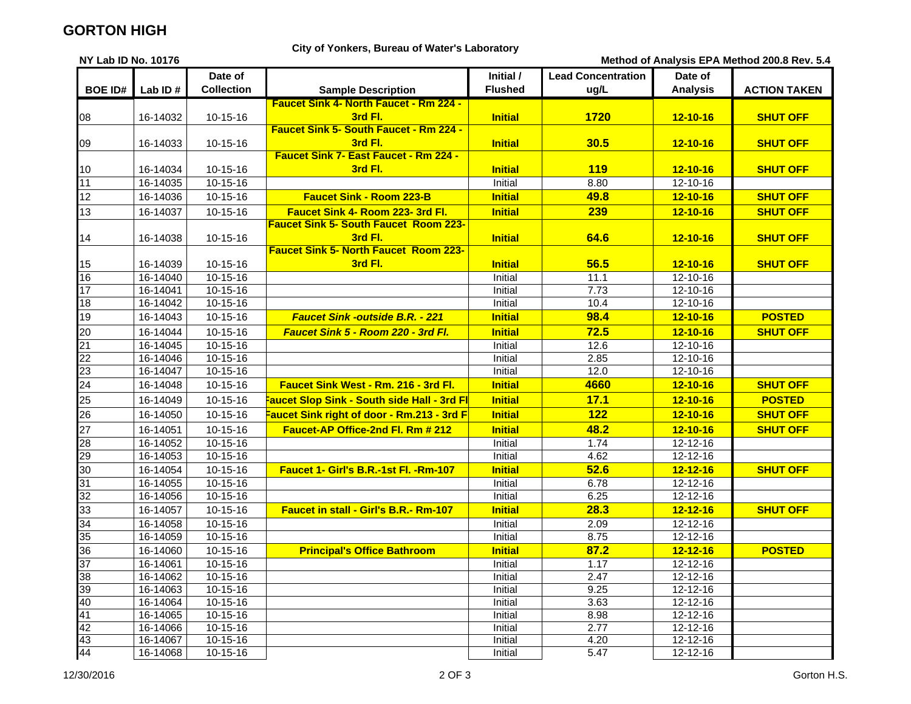# GORTON HIGH

**City of Yonkers, Bureau of Water's Laboratory**

**NY Lab ID No. 10176**

**Method of Analysis EPA Method 200.8 Rev. 5.4**

| BOE ID# | Lab ID # | Date of Collection | Sample Description | Initial / Flushed | Lead Concentration ug/L | Date of Analysis | ACTION TAKEN |
|---|---|---|---|---|---|---|---|
| 08 | 16-14032 | 10-15-16 | **Faucet Sink 4- North Faucet - Rm 224 - 3rd Fl.** | **Initial** | **1720** | **12-10-16** | **SHUT OFF** |
| 09 | 16-14033 | 10-15-16 | **Faucet Sink 5- South Faucet - Rm 224 - 3rd Fl.** | **Initial** | **30.5** | **12-10-16** | **SHUT OFF** |
| 10 | 16-14034 | 10-15-16 | **Faucet Sink 7- East Faucet - Rm 224 - 3rd Fl.** | **Initial** | **119** | **12-10-16** | **SHUT OFF** |
| 11 | 16-14035 | 10-15-16 | | Initial | 8.80 | 12-10-16 | |
| 12 | 16-14036 | 10-15-16 | **Faucet Sink - Room 223-B** | **Initial** | **49.8** | **12-10-16** | **SHUT OFF** |
| 13 | 16-14037 | 10-15-16 | **Faucet Sink 4- Room 223- 3rd Fl.** | **Initial** | **239** | **12-10-16** | **SHUT OFF** |
| 14 | 16-14038 | 10-15-16 | **Faucet Sink 5- South Faucet Room 223- 3rd Fl.** | **Initial** | **64.6** | **12-10-16** | **SHUT OFF** |
| 15 | 16-14039 | 10-15-16 | **Faucet Sink 5- North Faucet Room 223- 3rd Fl.** | **Initial** | **56.5** | **12-10-16** | **SHUT OFF** |
| 16 | 16-14040 | 10-15-16 | | Initial | 11.1 | 12-10-16 | |
| 17 | 16-14041 | 10-15-16 | | Initial | 7.73 | 12-10-16 | |
| 18 | 16-14042 | 10-15-16 | | Initial | 10.4 | 12-10-16 | |
| 19 | 16-14043 | 10-15-16 | ***Faucet Sink -outside B.R. - 221*** | **Initial** | **98.4** | **12-10-16** | **POSTED** |
| 20 | 16-14044 | 10-15-16 | ***Faucet Sink 5 - Room 220 - 3rd Fl.*** | **Initial** | **72.5** | **12-10-16** | **SHUT OFF** |
| 21 | 16-14045 | 10-15-16 | | Initial | 12.6 | 12-10-16 | |
| 22 | 16-14046 | 10-15-16 | | Initial | 2.85 | 12-10-16 | |
| 23 | 16-14047 | 10-15-16 | | Initial | 12.0 | 12-10-16 | |
| 24 | 16-14048 | 10-15-16 | **Faucet Sink West - Rm. 216 - 3rd Fl.** | **Initial** | **4660** | **12-10-16** | **SHUT OFF** |
| 25 | 16-14049 | 10-15-16 | **Faucet Slop Sink - South side Hall - 3rd Fl** | **Initial** | **17.1** | **12-10-16** | **POSTED** |
| 26 | 16-14050 | 10-15-16 | **Faucet Sink right of door - Rm.213 - 3rd F** | **Initial** | **122** | **12-10-16** | **SHUT OFF** |
| 27 | 16-14051 | 10-15-16 | **Faucet-AP Office-2nd Fl. Rm # 212** | **Initial** | **48.2** | **12-10-16** | **SHUT OFF** |
| 28 | 16-14052 | 10-15-16 | | Initial | 1.74 | 12-12-16 | |
| 29 | 16-14053 | 10-15-16 | | Initial | 4.62 | 12-12-16 | |
| 30 | 16-14054 | 10-15-16 | **Faucet 1- Girl's B.R.-1st Fl. -Rm-107** | **Initial** | **52.6** | **12-12-16** | **SHUT OFF** |
| 31 | 16-14055 | 10-15-16 | | Initial | 6.78 | 12-12-16 | |
| 32 | 16-14056 | 10-15-16 | | Initial | 6.25 | 12-12-16 | |
| 33 | 16-14057 | 10-15-16 | **Faucet in stall - Girl's B.R.- Rm-107** | **Initial** | **28.3** | **12-12-16** | **SHUT OFF** |
| 34 | 16-14058 | 10-15-16 | | Initial | 2.09 | 12-12-16 | |
| 35 | 16-14059 | 10-15-16 | | Initial | 8.75 | 12-12-16 | |
| 36 | 16-14060 | 10-15-16 | **Principal's Office Bathroom** | **Initial** | **87.2** | **12-12-16** | **POSTED** |
| 37 | 16-14061 | 10-15-16 | | Initial | 1.17 | 12-12-16 | |
| 38 | 16-14062 | 10-15-16 | | Initial | 2.47 | 12-12-16 | |
| 39 | 16-14063 | 10-15-16 | | Initial | 9.25 | 12-12-16 | |
| 40 | 16-14064 | 10-15-16 | | Initial | 3.63 | 12-12-16 | |
| 41 | 16-14065 | 10-15-16 | | Initial | 8.98 | 12-12-16 | |
| 42 | 16-14066 | 10-15-16 | | Initial | 2.77 | 12-12-16 | |
| 43 | 16-14067 | 10-15-16 | | Initial | 4.20 | 12-12-16 | |
| 44 | 16-14068 | 10-15-16 | | Initial | 5.47 | 12-12-16 | |

12/30/2016 Gorton H.S.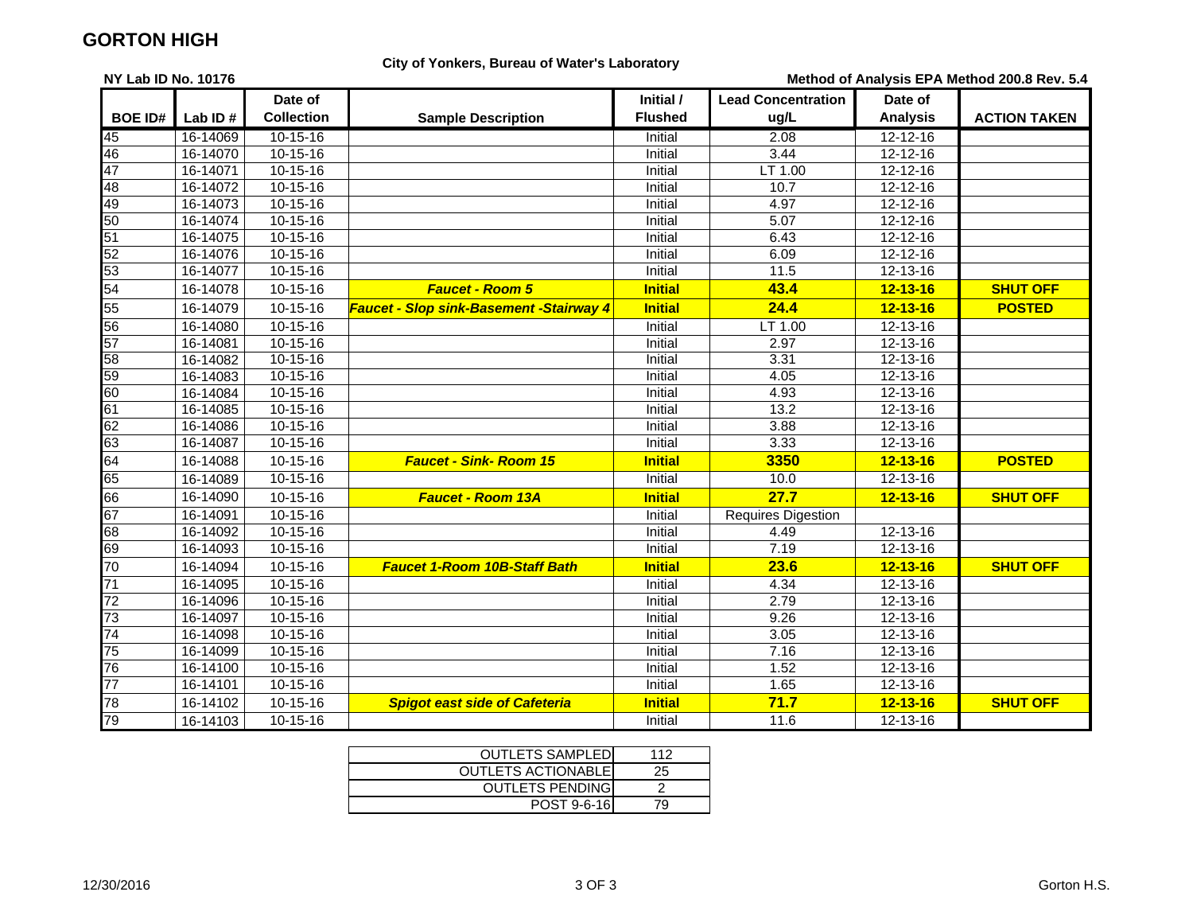# GORTON HIGH

City of Yonkers, Bureau of Water's Laboratory

NY Lab ID No. 10176

Method of Analysis EPA Method 200.8 Rev. 5.4

| BOE ID# | Lab ID # | Date of Collection | Sample Description | Initial / Flushed | Lead Concentration ug/L | Date of Analysis | ACTION TAKEN |
|---|---|---|---|---|---|---|---|
| 45 | 16-14069 | 10-15-16 | | Initial | 2.08 | 12-12-16 | |
| 46 | 16-14070 | 10-15-16 | | Initial | 3.44 | 12-12-16 | |
| 47 | 16-14071 | 10-15-16 | | Initial | LT 1.00 | 12-12-16 | |
| 48 | 16-14072 | 10-15-16 | | Initial | 10.7 | 12-12-16 | |
| 49 | 16-14073 | 10-15-16 | | Initial | 4.97 | 12-12-16 | |
| 50 | 16-14074 | 10-15-16 | | Initial | 5.07 | 12-12-16 | |
| 51 | 16-14075 | 10-15-16 | | Initial | 6.43 | 12-12-16 | |
| 52 | 16-14076 | 10-15-16 | | Initial | 6.09 | 12-12-16 | |
| 53 | 16-14077 | 10-15-16 | | Initial | 11.5 | 12-13-16 | |
| 54 | 16-14078 | 10-15-16 | ***Faucet - Room 5*** | **Initial** | **43.4** | **12-13-16** | **SHUT OFF** |
| 55 | 16-14079 | 10-15-16 | ***Faucet - Slop sink-Basement -Stairway 4*** | **Initial** | **24.4** | **12-13-16** | **POSTED** |
| 56 | 16-14080 | 10-15-16 | | Initial | LT 1.00 | 12-13-16 | |
| 57 | 16-14081 | 10-15-16 | | Initial | 2.97 | 12-13-16 | |
| 58 | 16-14082 | 10-15-16 | | Initial | 3.31 | 12-13-16 | |
| 59 | 16-14083 | 10-15-16 | | Initial | 4.05 | 12-13-16 | |
| 60 | 16-14084 | 10-15-16 | | Initial | 4.93 | 12-13-16 | |
| 61 | 16-14085 | 10-15-16 | | Initial | 13.2 | 12-13-16 | |
| 62 | 16-14086 | 10-15-16 | | Initial | 3.88 | 12-13-16 | |
| 63 | 16-14087 | 10-15-16 | | Initial | 3.33 | 12-13-16 | |
| 64 | 16-14088 | 10-15-16 | ***Faucet - Sink- Room 15*** | **Initial** | **3350** | **12-13-16** | **POSTED** |
| 65 | 16-14089 | 10-15-16 | | Initial | 10.0 | 12-13-16 | |
| 66 | 16-14090 | 10-15-16 | ***Faucet - Room 13A*** | **Initial** | **27.7** | **12-13-16** | **SHUT OFF** |
| 67 | 16-14091 | 10-15-16 | | Initial | Requires Digestion | | |
| 68 | 16-14092 | 10-15-16 | | Initial | 4.49 | 12-13-16 | |
| 69 | 16-14093 | 10-15-16 | | Initial | 7.19 | 12-13-16 | |
| 70 | 16-14094 | 10-15-16 | ***Faucet 1-Room 10B-Staff Bath*** | **Initial** | **23.6** | **12-13-16** | **SHUT OFF** |
| 71 | 16-14095 | 10-15-16 | | Initial | 4.34 | 12-13-16 | |
| 72 | 16-14096 | 10-15-16 | | Initial | 2.79 | 12-13-16 | |
| 73 | 16-14097 | 10-15-16 | | Initial | 9.26 | 12-13-16 | |
| 74 | 16-14098 | 10-15-16 | | Initial | 3.05 | 12-13-16 | |
| 75 | 16-14099 | 10-15-16 | | Initial | 7.16 | 12-13-16 | |
| 76 | 16-14100 | 10-15-16 | | Initial | 1.52 | 12-13-16 | |
| 77 | 16-14101 | 10-15-16 | | Initial | 1.65 | 12-13-16 | |
| 78 | 16-14102 | 10-15-16 | ***Spigot east side of Cafeteria*** | **Initial** | **71.7** | **12-13-16** | **SHUT OFF** |
| 79 | 16-14103 | 10-15-16 | | Initial | 11.6 | 12-13-16 | |

| | |
|---|---|
| OUTLETS SAMPLED | 112 |
| OUTLETS ACTIONABLE | 25 |
| OUTLETS PENDING | 2 |
| POST 9-6-16 | 79 |

12/30/2016

Gorton H.S.